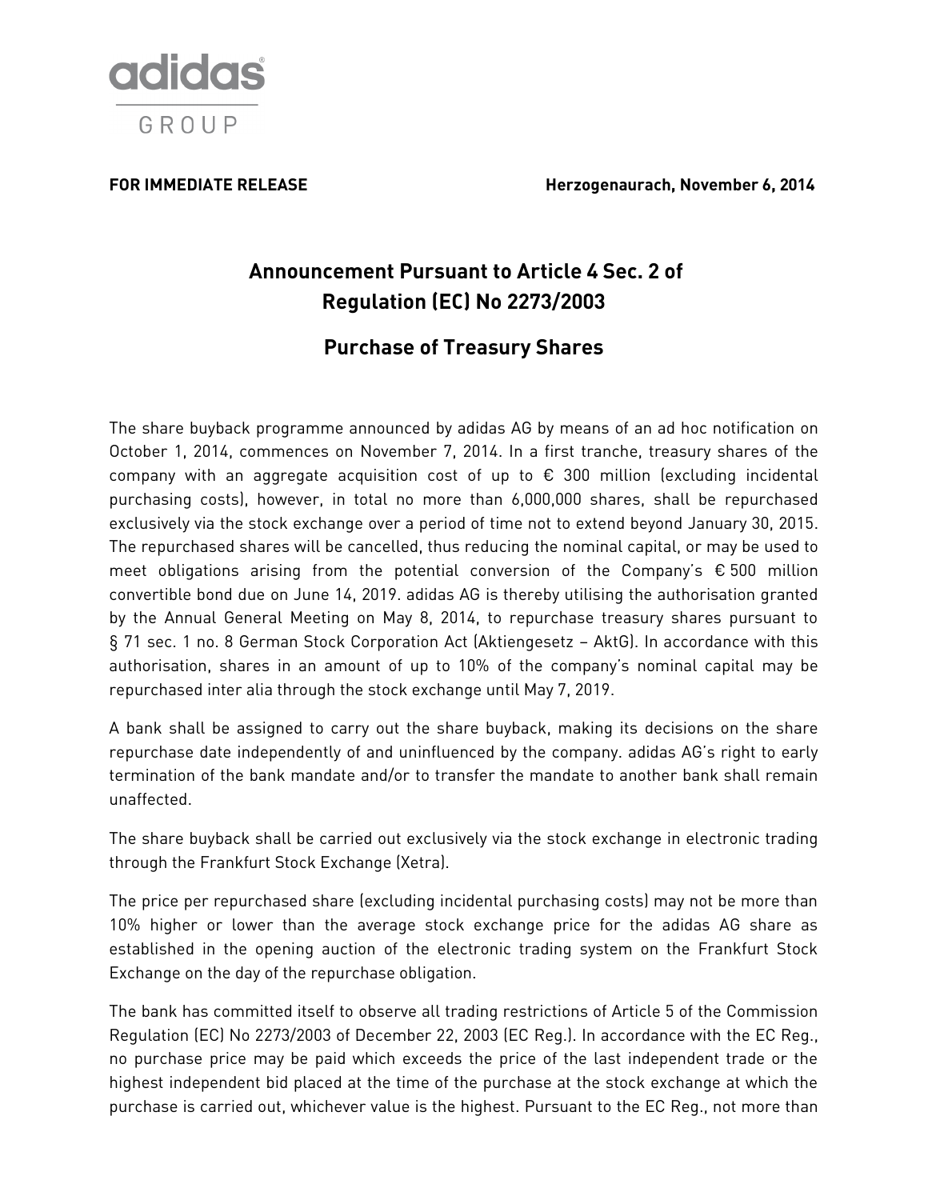**FOR IMMEDIATE RELEASE** **Herzogenaurach, November 6, 2014**

# Announcement Pursuant to Article 4 Sec. 2 of Regulation (EC) No 2273/2003

## Purchase of Treasury Shares

The share buyback programme announced by adidas AG by means of an ad hoc notification on October 1, 2014, commences on November 7, 2014. In a first tranche, treasury shares of the company with an aggregate acquisition cost of up to € 300 million (excluding incidental purchasing costs), however, in total no more than 6,000,000 shares, shall be repurchased exclusively via the stock exchange over a period of time not to extend beyond January 30, 2015. The repurchased shares will be cancelled, thus reducing the nominal capital, or may be used to meet obligations arising from the potential conversion of the Company's € 500 million convertible bond due on June 14, 2019. adidas AG is thereby utilising the authorisation granted by the Annual General Meeting on May 8, 2014, to repurchase treasury shares pursuant to § 71 sec. 1 no. 8 German Stock Corporation Act (Aktiengesetz – AktG). In accordance with this authorisation, shares in an amount of up to 10% of the company's nominal capital may be repurchased inter alia through the stock exchange until May 7, 2019.

A bank shall be assigned to carry out the share buyback, making its decisions on the share repurchase date independently of and uninfluenced by the company. adidas AG's right to early termination of the bank mandate and/or to transfer the mandate to another bank shall remain unaffected.

The share buyback shall be carried out exclusively via the stock exchange in electronic trading through the Frankfurt Stock Exchange (Xetra).

The price per repurchased share (excluding incidental purchasing costs) may not be more than 10% higher or lower than the average stock exchange price for the adidas AG share as established in the opening auction of the electronic trading system on the Frankfurt Stock Exchange on the day of the repurchase obligation.

The bank has committed itself to observe all trading restrictions of Article 5 of the Commission Regulation (EC) No 2273/2003 of December 22, 2003 (EC Reg.). In accordance with the EC Reg., no purchase price may be paid which exceeds the price of the last independent trade or the highest independent bid placed at the time of the purchase at the stock exchange at which the purchase is carried out, whichever value is the highest. Pursuant to the EC Reg., not more than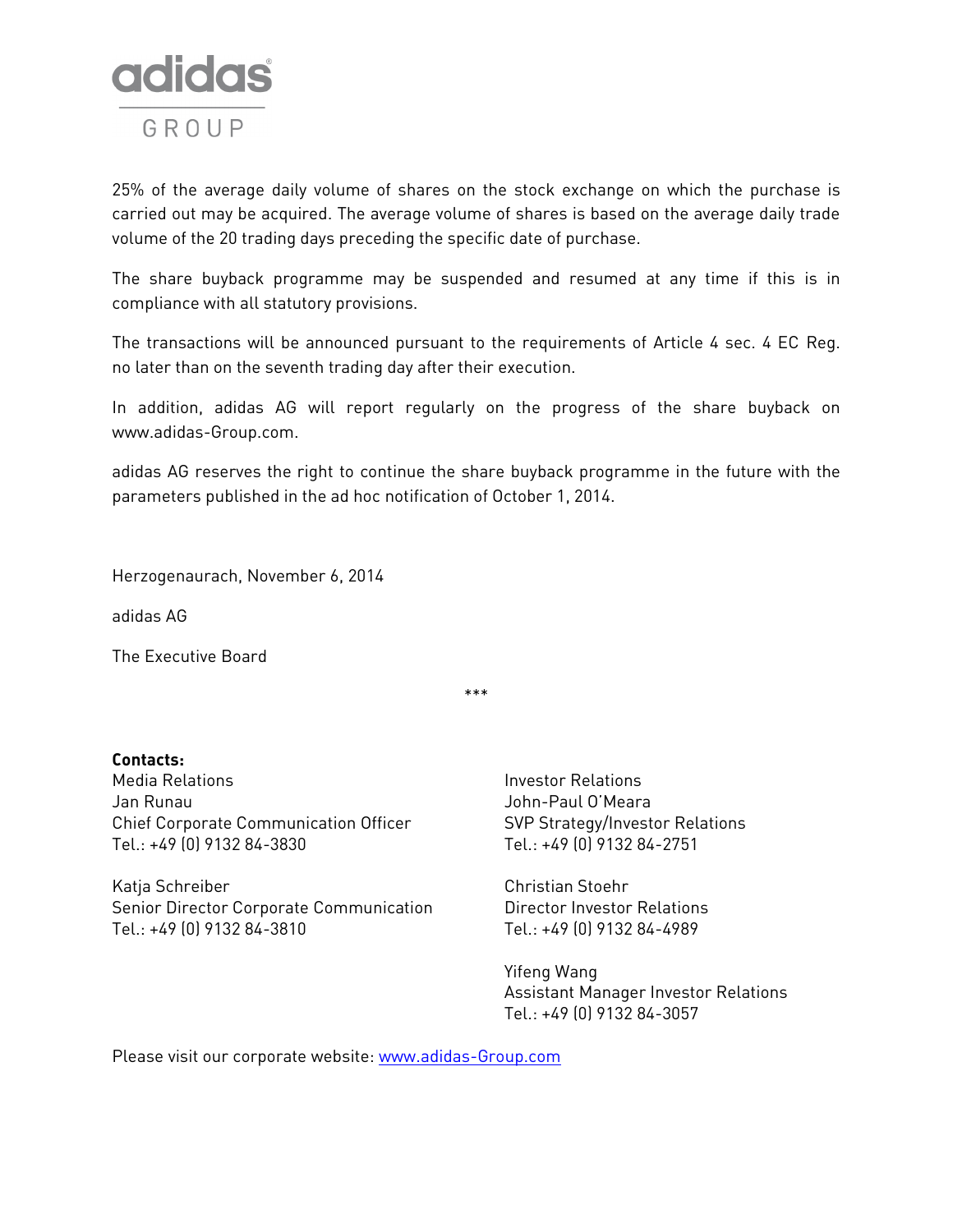25% of the average daily volume of shares on the stock exchange on which the purchase is carried out may be acquired. The average volume of shares is based on the average daily trade volume of the 20 trading days preceding the specific date of purchase.

The share buyback programme may be suspended and resumed at any time if this is in compliance with all statutory provisions.

The transactions will be announced pursuant to the requirements of Article 4 sec. 4 EC Reg. no later than on the seventh trading day after their execution.

In addition, adidas AG will report regularly on the progress of the share buyback on www.adidas-Group.com.

adidas AG reserves the right to continue the share buyback programme in the future with the parameters published in the ad hoc notification of October 1, 2014.

Herzogenaurach, November 6, 2014

adidas AG

The Executive Board

***

**Contacts:**

Media Relations
Jan Runau
Chief Corporate Communication Officer
Tel.: +49 (0) 9132 84-3830

Katja Schreiber
Senior Director Corporate Communication
Tel.: +49 (0) 9132 84-3810

Investor Relations
John-Paul O'Meara
SVP Strategy/Investor Relations
Tel.: +49 (0) 9132 84-2751

Christian Stoehr
Director Investor Relations
Tel.: +49 (0) 9132 84-4989

Yifeng Wang
Assistant Manager Investor Relations
Tel.: +49 (0) 9132 84-3057

Please visit our corporate website: www.adidas-Group.com